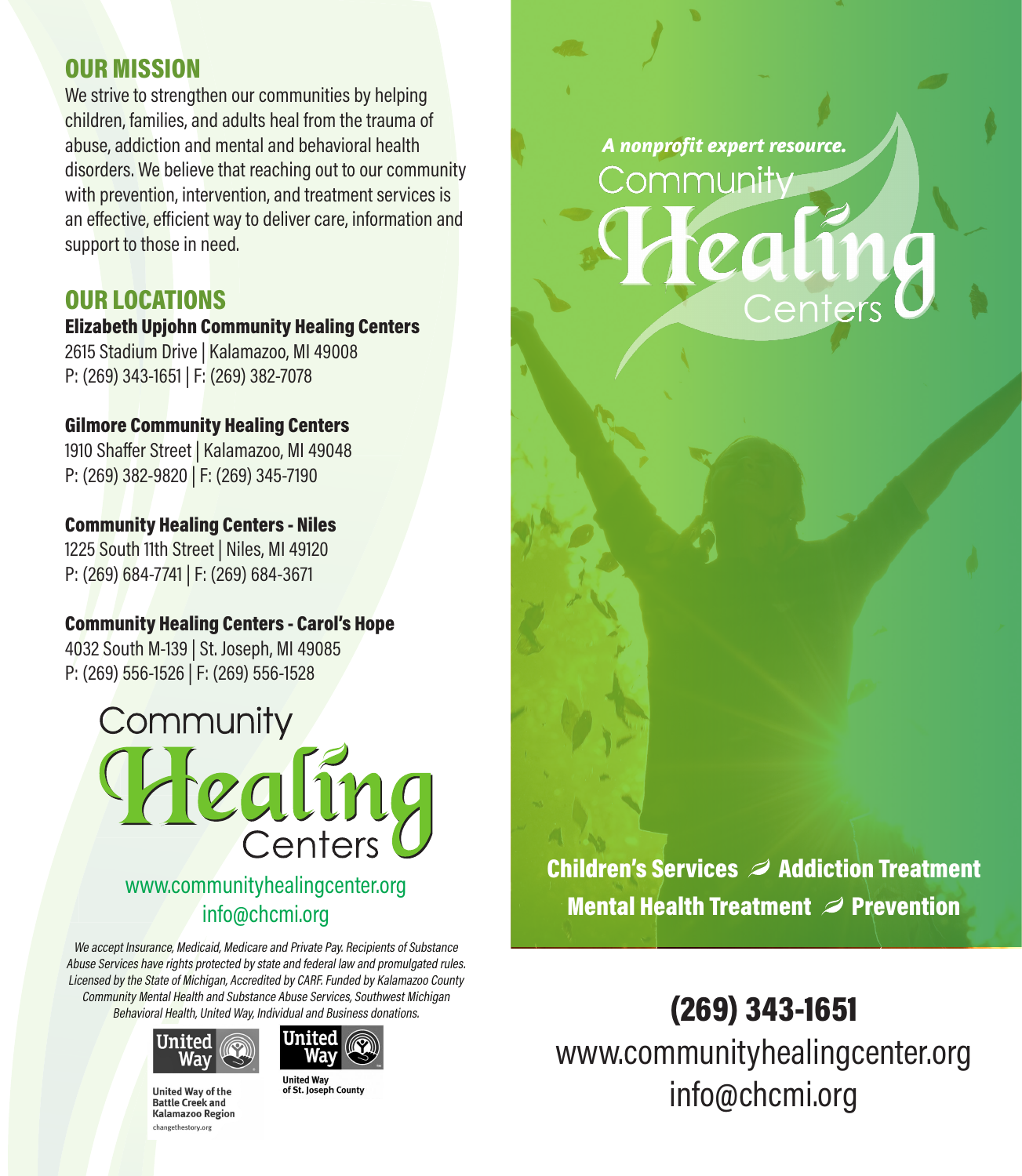## OUR MISSION

We strive to strengthen our communities by helping children, families, and adults heal from the trauma of abuse, addiction and mental and behavioral health disorders. We believe that reaching out to our community with prevention, intervention, and treatment services is an effective, efficient way to deliver care, information and support to those in need.

## OUR LOCATIONS

**Elizabeth Upjohn Community Healing Centers**
2615 Stadium Drive | Kalamazoo, MI 49008
P: (269) 343-1651 | F: (269) 382-7078

**Gilmore Community Healing Centers**
1910 Shaffer Street | Kalamazoo, MI 49048
P: (269) 382-9820 | F: (269) 345-7190

**Community Healing Centers - Niles**
1225 South 11th Street | Niles, MI 49120
P: (269) 684-7741 | F: (269) 684-3671

**Community Healing Centers - Carol's Hope**
4032 South M-139 | St. Joseph, MI 49085
P: (269) 556-1526 | F: (269) 556-1528

Community Healing Centers

www.communityhealingcenter.org
info@chcmi.org

*We accept Insurance, Medicaid, Medicare and Private Pay. Recipients of Substance Abuse Services have rights protected by state and federal law and promulgated rules. Licensed by the State of Michigan, Accredited by CARF. Funded by Kalamazoo County Community Mental Health and Substance Abuse Services, Southwest Michigan Behavioral Health, United Way, Individual and Business donations.*

United Way of the Battle Creek and Kalamazoo Region
changethestory.org

United Way of St. Joseph County

***A nonprofit expert resource.***

# Community Healing Centers

**Children's Services ~ Addiction Treatment**
**Mental Health Treatment ~ Prevention**

## (269) 343-1651

www.communityhealingcenter.org
info@chcmi.org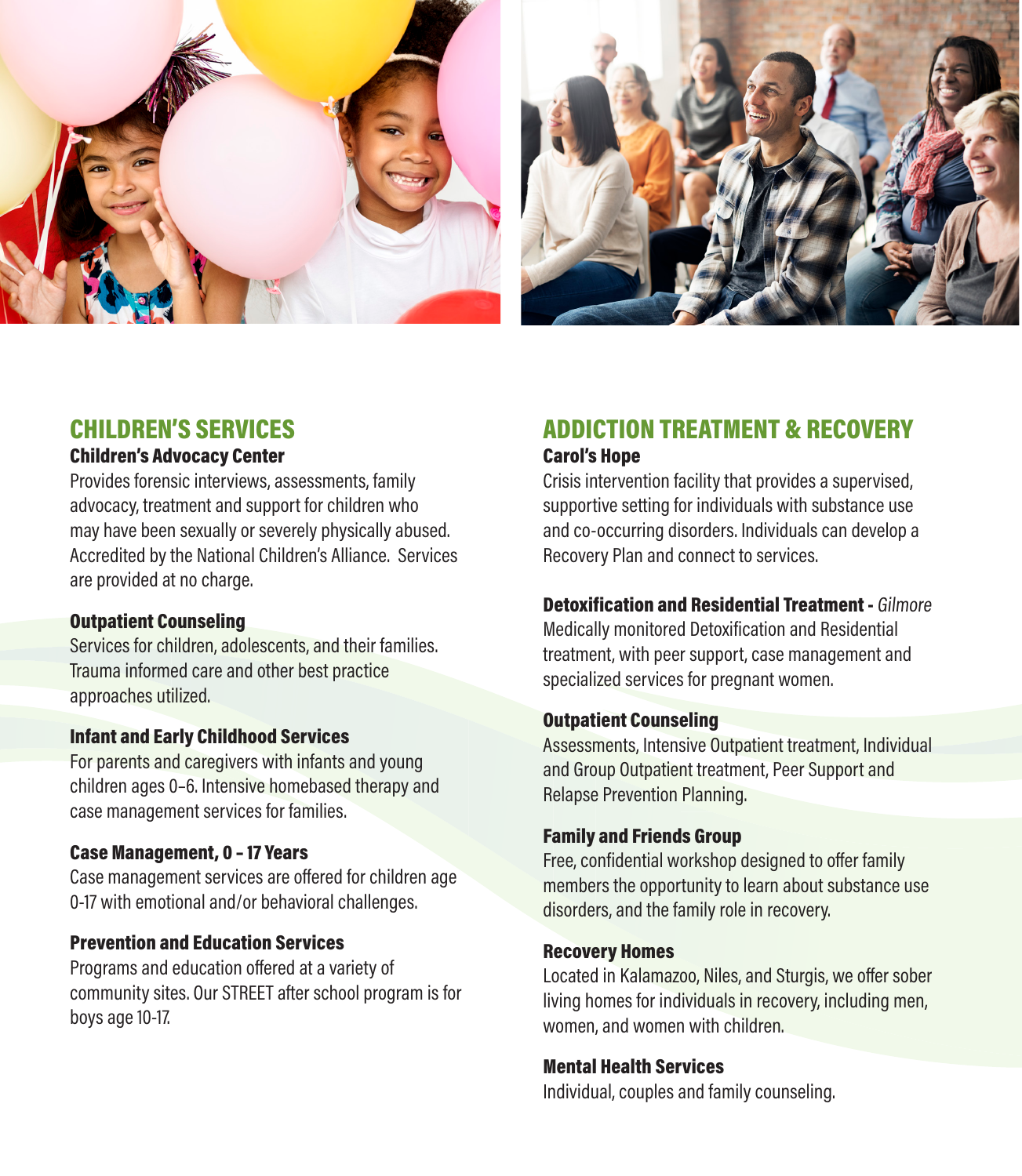## CHILDREN'S SERVICES

### Children's Advocacy Center

Provides forensic interviews, assessments, family advocacy, treatment and support for children who may have been sexually or severely physically abused. Accredited by the National Children's Alliance. Services are provided at no charge.

### Outpatient Counseling

Services for children, adolescents, and their families. Trauma informed care and other best practice approaches utilized.

### Infant and Early Childhood Services

For parents and caregivers with infants and young children ages 0–6. Intensive homebased therapy and case management services for families.

### Case Management, 0 – 17 Years

Case management services are offered for children age 0-17 with emotional and/or behavioral challenges.

### Prevention and Education Services

Programs and education offered at a variety of community sites. Our STREET after school program is for boys age 10-17.

## ADDICTION TREATMENT & RECOVERY

### Carol's Hope

Crisis intervention facility that provides a supervised, supportive setting for individuals with substance use and co-occurring disorders. Individuals can develop a Recovery Plan and connect to services.

### Detoxification and Residential Treatment - *Gilmore*

Medically monitored Detoxification and Residential treatment, with peer support, case management and specialized services for pregnant women.

### Outpatient Counseling

Assessments, Intensive Outpatient treatment, Individual and Group Outpatient treatment, Peer Support and Relapse Prevention Planning.

### Family and Friends Group

Free, confidential workshop designed to offer family members the opportunity to learn about substance use disorders, and the family role in recovery.

### Recovery Homes

Located in Kalamazoo, Niles, and Sturgis, we offer sober living homes for individuals in recovery, including men, women, and women with children.

### Mental Health Services

Individual, couples and family counseling.